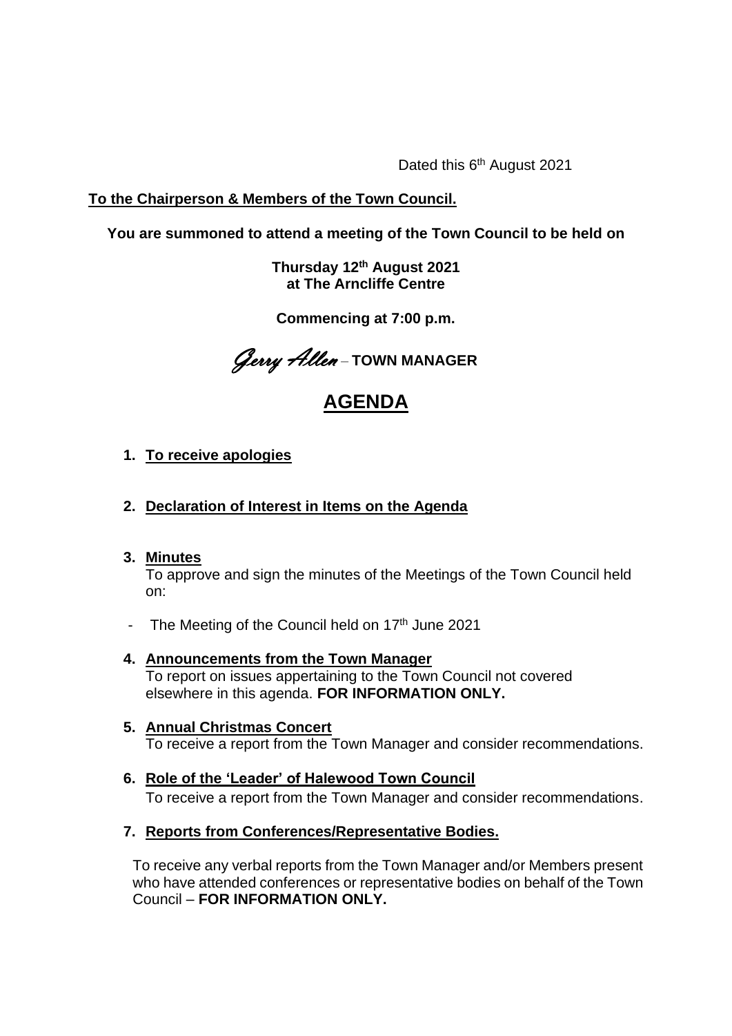Dated this 6th August 2021

**To the Chairperson & Members of the Town Council.**

**You are summoned to attend a meeting of the Town Council to be held on**

**Thursday 12th August 2021**
**at The Arncliffe Centre**

**Commencing at 7:00 p.m.**

*Gerry Allen* – **TOWN MANAGER**

# AGENDA

1. **To receive apologies**

2. **Declaration of Interest in Items on the Agenda**

3. **Minutes**
   To approve and sign the minutes of the Meetings of the Town Council held on:

- The Meeting of the Council held on 17th June 2021

4. **Announcements from the Town Manager**
   To report on issues appertaining to the Town Council not covered elsewhere in this agenda. **FOR INFORMATION ONLY.**

5. **Annual Christmas Concert**
   To receive a report from the Town Manager and consider recommendations.

6. **Role of the 'Leader' of Halewood Town Council**
   To receive a report from the Town Manager and consider recommendations.

7. **Reports from Conferences/Representative Bodies.**

   To receive any verbal reports from the Town Manager and/or Members present who have attended conferences or representative bodies on behalf of the Town Council – **FOR INFORMATION ONLY.**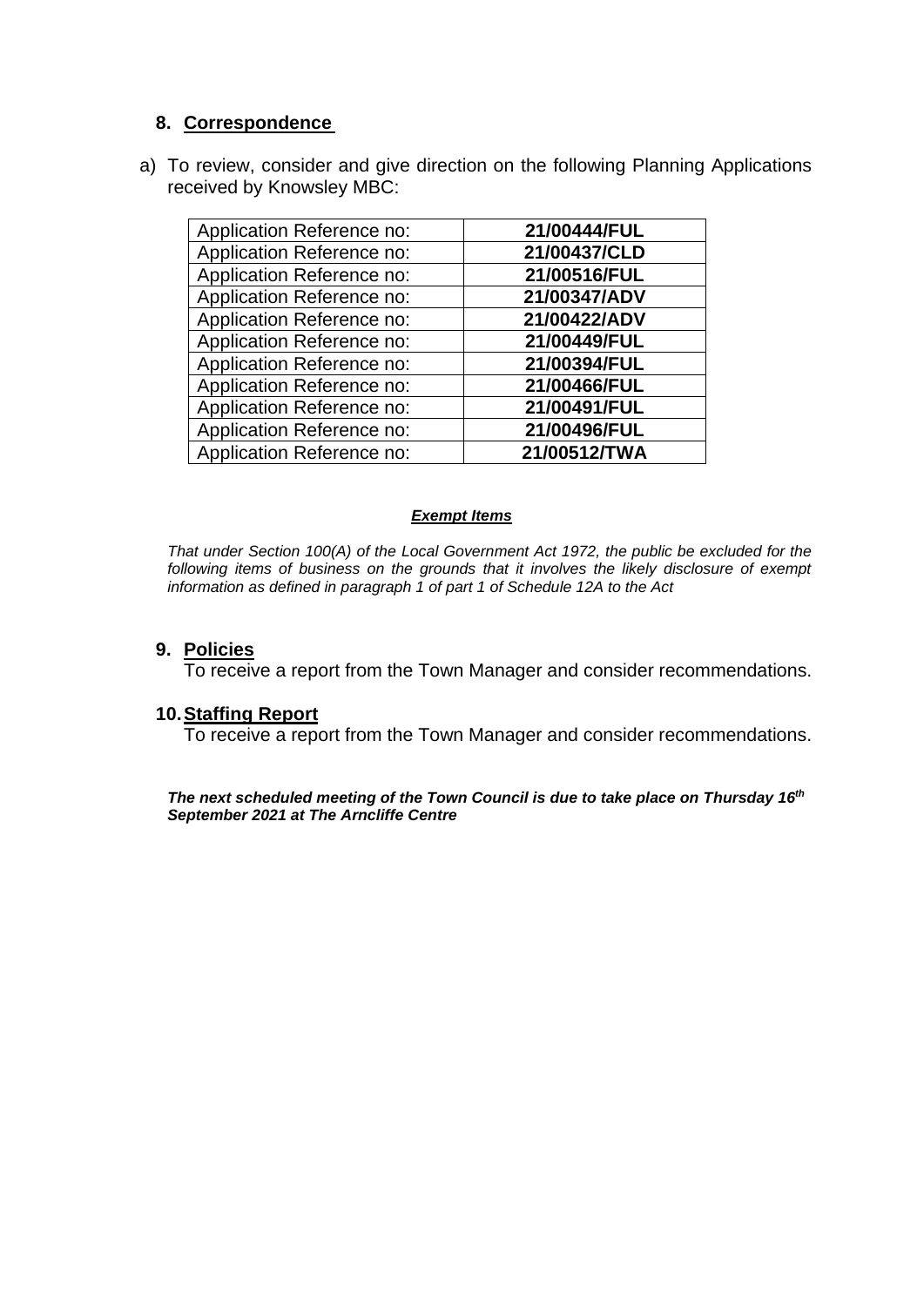## 8. Correspondence

a) To review, consider and give direction on the following Planning Applications received by Knowsley MBC:

| | |
|---|---|
| Application Reference no: | **21/00444/FUL** |
| Application Reference no: | **21/00437/CLD** |
| Application Reference no: | **21/00516/FUL** |
| Application Reference no: | **21/00347/ADV** |
| Application Reference no: | **21/00422/ADV** |
| Application Reference no: | **21/00449/FUL** |
| Application Reference no: | **21/00394/FUL** |
| Application Reference no: | **21/00466/FUL** |
| Application Reference no: | **21/00491/FUL** |
| Application Reference no: | **21/00496/FUL** |
| Application Reference no: | **21/00512/TWA** |

***Exempt Items***

*That under Section 100(A) of the Local Government Act 1972, the public be excluded for the following items of business on the grounds that it involves the likely disclosure of exempt information as defined in paragraph 1 of part 1 of Schedule 12A to the Act*

## 9. Policies

To receive a report from the Town Manager and consider recommendations.

## 10. Staffing Report

To receive a report from the Town Manager and consider recommendations.

***The next scheduled meeting of the Town Council is due to take place on Thursday 16th September 2021 at The Arncliffe Centre***